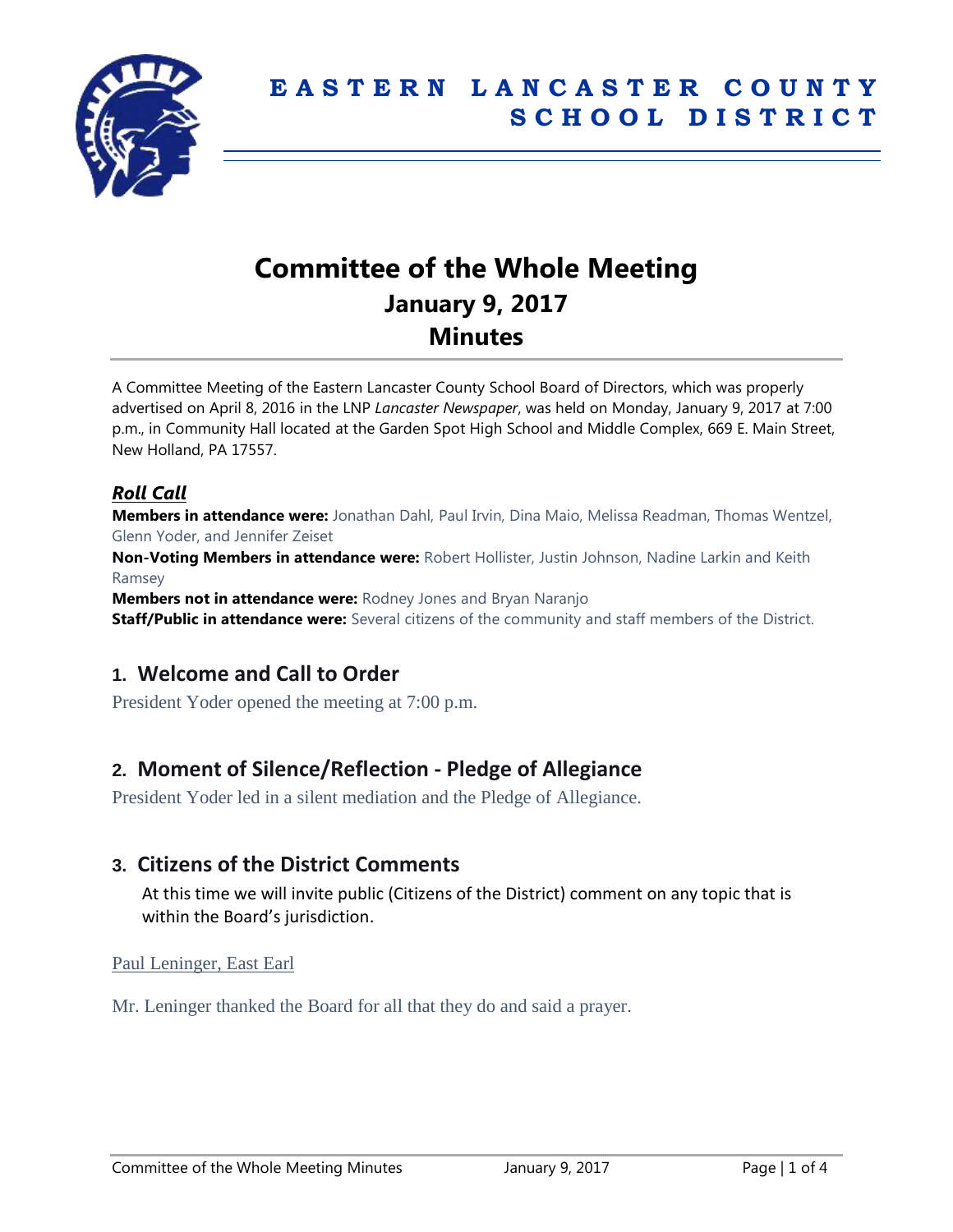# EASTERN LANCASTER COUNTY SCHOOL DISTRICT

## Committee of the Whole Meeting
## January 9, 2017
## Minutes

A Committee Meeting of the Eastern Lancaster County School Board of Directors, which was properly advertised on April 8, 2016 in the LNP *Lancaster Newspaper*, was held on Monday, January 9, 2017 at 7:00 p.m., in Community Hall located at the Garden Spot High School and Middle Complex, 669 E. Main Street, New Holland, PA 17557.

### ***Roll Call***

**Members in attendance were:** Jonathan Dahl, Paul Irvin, Dina Maio, Melissa Readman, Thomas Wentzel, Glenn Yoder, and Jennifer Zeiset

**Non-Voting Members in attendance were:** Robert Hollister, Justin Johnson, Nadine Larkin and Keith Ramsey

**Members not in attendance were:** Rodney Jones and Bryan Naranjo

**Staff/Public in attendance were:** Several citizens of the community and staff members of the District.

## 1. Welcome and Call to Order

President Yoder opened the meeting at 7:00 p.m.

## 2. Moment of Silence/Reflection - Pledge of Allegiance

President Yoder led in a silent mediation and the Pledge of Allegiance.

## 3. Citizens of the District Comments

At this time we will invite public (Citizens of the District) comment on any topic that is within the Board's jurisdiction.

Paul Leninger, East Earl

Mr. Leninger thanked the Board for all that they do and said a prayer.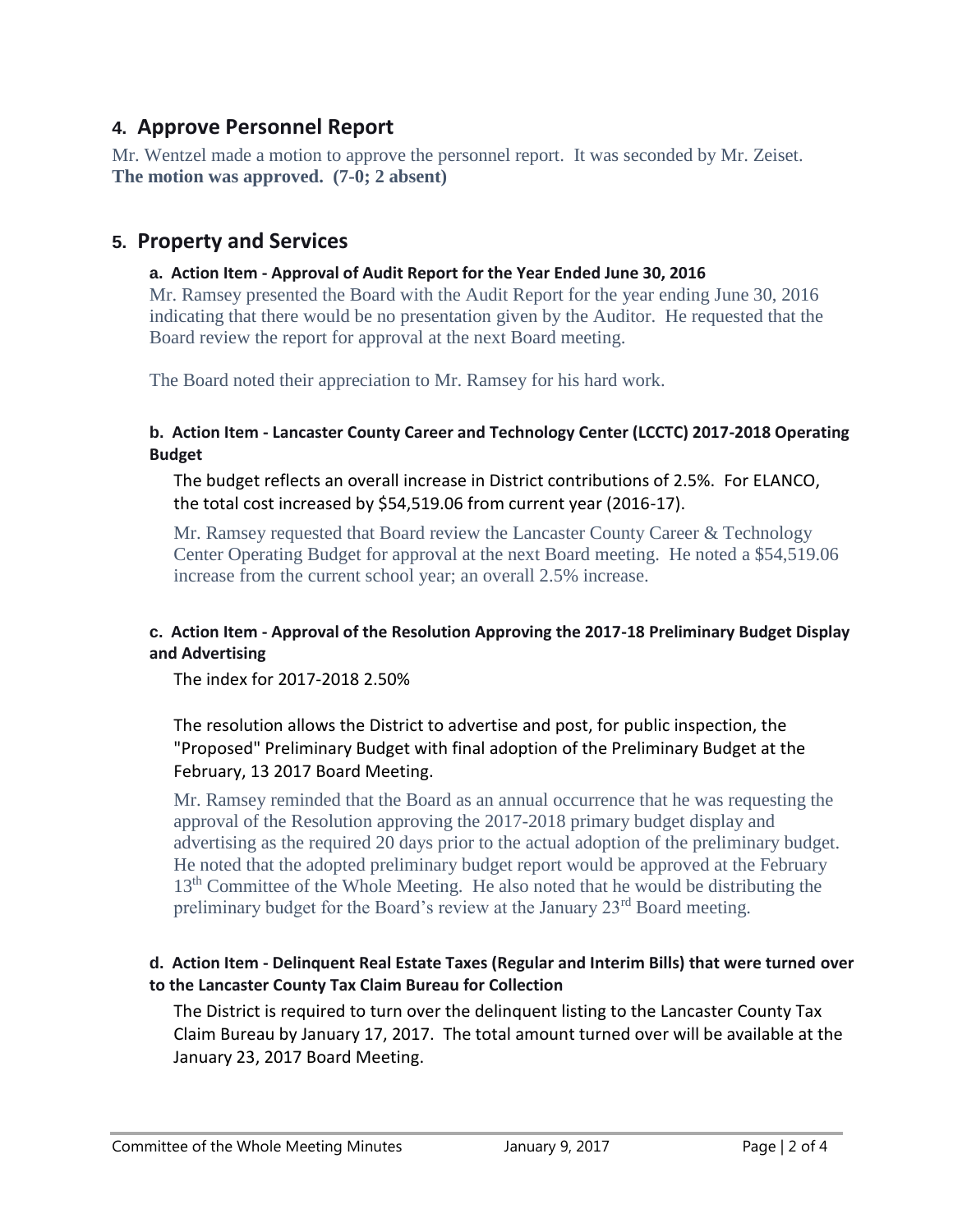## 4. Approve Personnel Report

Mr. Wentzel made a motion to approve the personnel report. It was seconded by Mr. Zeiset. **The motion was approved. (7-0; 2 absent)**

## 5. Property and Services

### a. Action Item - Approval of Audit Report for the Year Ended June 30, 2016

Mr. Ramsey presented the Board with the Audit Report for the year ending June 30, 2016 indicating that there would be no presentation given by the Auditor. He requested that the Board review the report for approval at the next Board meeting.

The Board noted their appreciation to Mr. Ramsey for his hard work.

### b. Action Item - Lancaster County Career and Technology Center (LCCTC) 2017-2018 Operating Budget

The budget reflects an overall increase in District contributions of 2.5%. For ELANCO, the total cost increased by $54,519.06 from current year (2016-17).

Mr. Ramsey requested that Board review the Lancaster County Career & Technology Center Operating Budget for approval at the next Board meeting. He noted a $54,519.06 increase from the current school year; an overall 2.5% increase.

### c. Action Item - Approval of the Resolution Approving the 2017-18 Preliminary Budget Display and Advertising

The index for 2017-2018 2.50%

The resolution allows the District to advertise and post, for public inspection, the "Proposed" Preliminary Budget with final adoption of the Preliminary Budget at the February, 13 2017 Board Meeting.

Mr. Ramsey reminded that the Board as an annual occurrence that he was requesting the approval of the Resolution approving the 2017-2018 primary budget display and advertising as the required 20 days prior to the actual adoption of the preliminary budget. He noted that the adopted preliminary budget report would be approved at the February 13th Committee of the Whole Meeting. He also noted that he would be distributing the preliminary budget for the Board's review at the January 23rd Board meeting.

### d. Action Item - Delinquent Real Estate Taxes (Regular and Interim Bills) that were turned over to the Lancaster County Tax Claim Bureau for Collection

The District is required to turn over the delinquent listing to the Lancaster County Tax Claim Bureau by January 17, 2017. The total amount turned over will be available at the January 23, 2017 Board Meeting.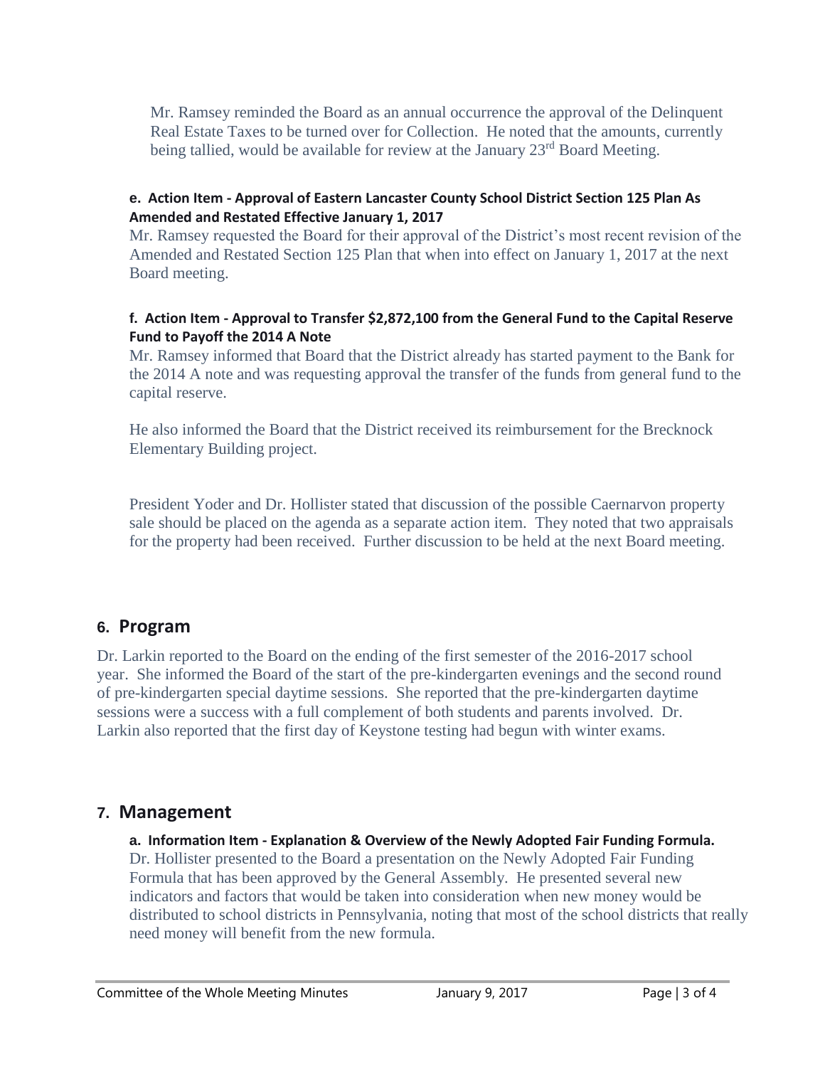Mr. Ramsey reminded the Board as an annual occurrence the approval of the Delinquent Real Estate Taxes to be turned over for Collection. He noted that the amounts, currently being tallied, would be available for review at the January 23rd Board Meeting.

**e. Action Item - Approval of Eastern Lancaster County School District Section 125 Plan As Amended and Restated Effective January 1, 2017**

Mr. Ramsey requested the Board for their approval of the District's most recent revision of the Amended and Restated Section 125 Plan that when into effect on January 1, 2017 at the next Board meeting.

**f. Action Item - Approval to Transfer $2,872,100 from the General Fund to the Capital Reserve Fund to Payoff the 2014 A Note**

Mr. Ramsey informed that Board that the District already has started payment to the Bank for the 2014 A note and was requesting approval the transfer of the funds from general fund to the capital reserve.

He also informed the Board that the District received its reimbursement for the Brecknock Elementary Building project.

President Yoder and Dr. Hollister stated that discussion of the possible Caernarvon property sale should be placed on the agenda as a separate action item. They noted that two appraisals for the property had been received. Further discussion to be held at the next Board meeting.

## 6. Program

Dr. Larkin reported to the Board on the ending of the first semester of the 2016-2017 school year. She informed the Board of the start of the pre-kindergarten evenings and the second round of pre-kindergarten special daytime sessions. She reported that the pre-kindergarten daytime sessions were a success with a full complement of both students and parents involved. Dr. Larkin also reported that the first day of Keystone testing had begun with winter exams.

## 7. Management

**a. Information Item - Explanation & Overview of the Newly Adopted Fair Funding Formula.**

Dr. Hollister presented to the Board a presentation on the Newly Adopted Fair Funding Formula that has been approved by the General Assembly. He presented several new indicators and factors that would be taken into consideration when new money would be distributed to school districts in Pennsylvania, noting that most of the school districts that really need money will benefit from the new formula.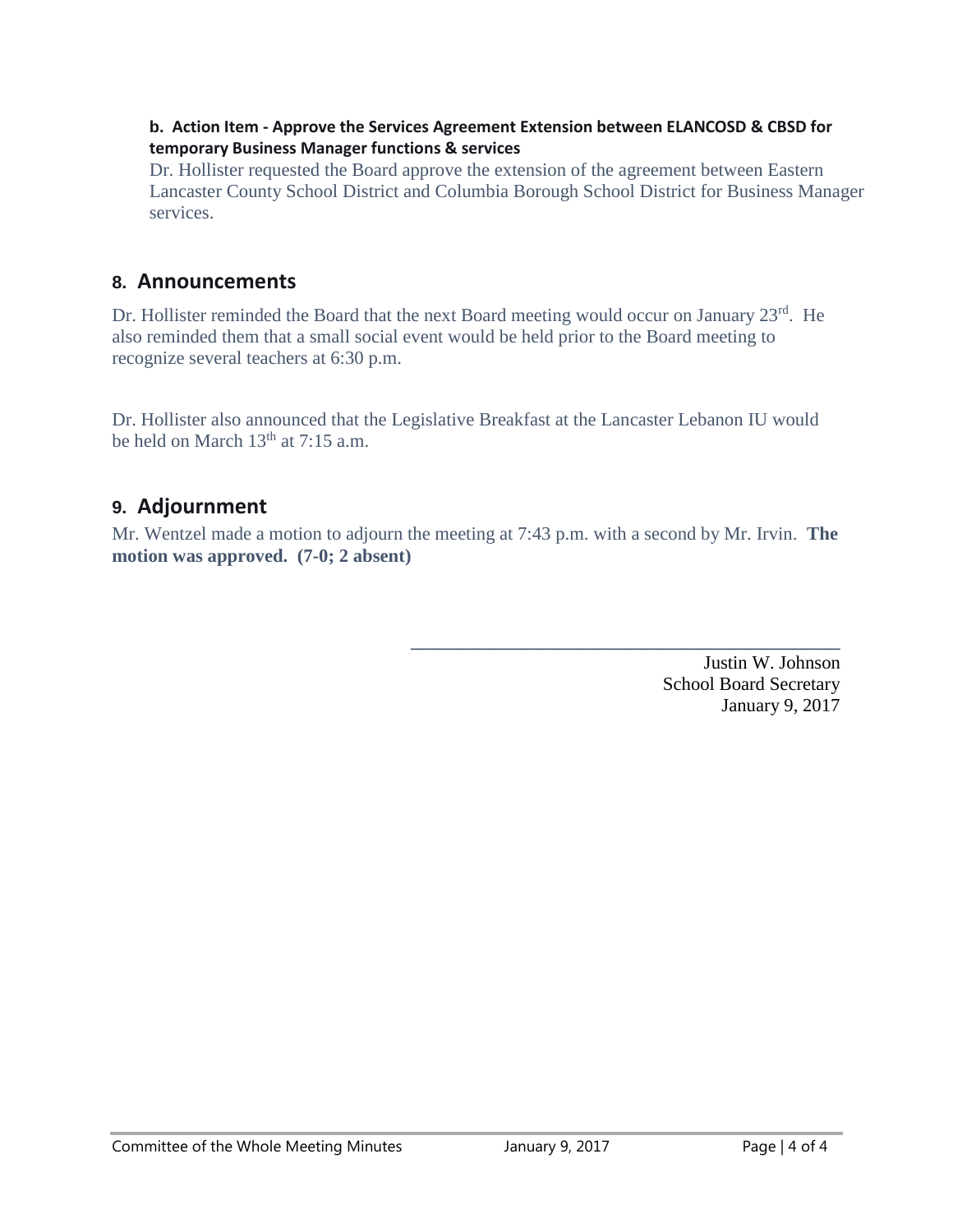**b. Action Item - Approve the Services Agreement Extension between ELANCOSD & CBSD for temporary Business Manager functions & services**

Dr. Hollister requested the Board approve the extension of the agreement between Eastern Lancaster County School District and Columbia Borough School District for Business Manager services.

## 8. Announcements

Dr. Hollister reminded the Board that the next Board meeting would occur on January 23rd. He also reminded them that a small social event would be held prior to the Board meeting to recognize several teachers at 6:30 p.m.

Dr. Hollister also announced that the Legislative Breakfast at the Lancaster Lebanon IU would be held on March 13th at 7:15 a.m.

## 9. Adjournment

Mr. Wentzel made a motion to adjourn the meeting at 7:43 p.m. with a second by Mr. Irvin. **The motion was approved. (7-0; 2 absent)**

\_\_\_\_\_\_\_\_\_\_\_\_\_\_\_\_\_\_\_\_\_\_\_\_\_\_\_\_\_\_\_\_\_\_\_\_\_\_\_\_\_\_\_\_

Justin W. Johnson
School Board Secretary
January 9, 2017